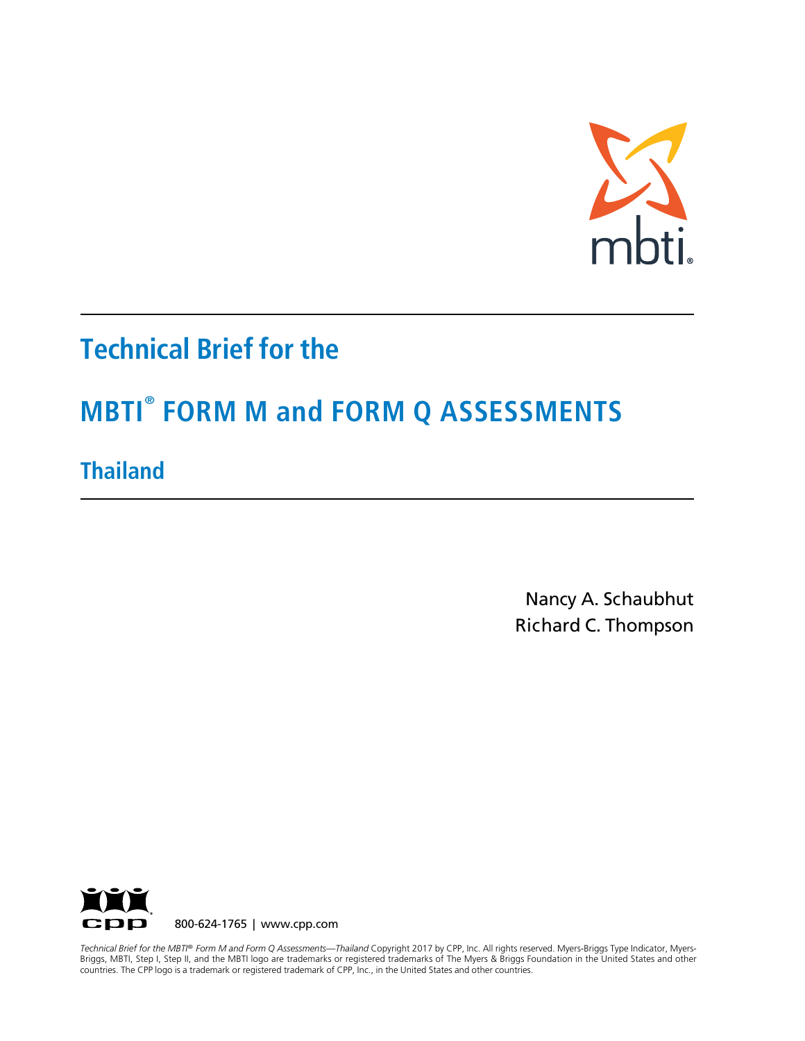# Technical Brief for the

# MBTI® FORM M and FORM Q ASSESSMENTS

## Thailand

Nancy A. Schaubhut
Richard C. Thompson

800-624-1765 | www.cpp.com

*Technical Brief for the MBTI® Form M and Form Q Assessments—Thailand* Copyright 2017 by CPP, Inc. All rights reserved. Myers-Briggs Type Indicator, Myers-Briggs, MBTI, Step I, Step II, and the MBTI logo are trademarks or registered trademarks of The Myers & Briggs Foundation in the United States and other countries. The CPP logo is a trademark or registered trademark of CPP, Inc., in the United States and other countries.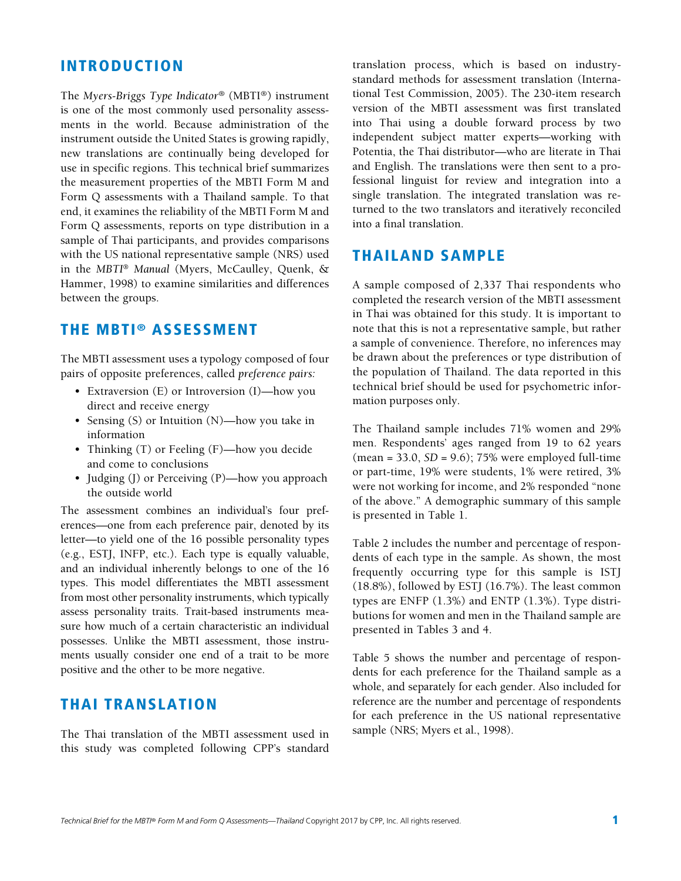## INTRODUCTION

The *Myers-Briggs Type Indicator*® (MBTI®) instrument is one of the most commonly used personality assessments in the world. Because administration of the instrument outside the United States is growing rapidly, new translations are continually being developed for use in specific regions. This technical brief summarizes the measurement properties of the MBTI Form M and Form Q assessments with a Thailand sample. To that end, it examines the reliability of the MBTI Form M and Form Q assessments, reports on type distribution in a sample of Thai participants, and provides comparisons with the US national representative sample (NRS) used in the *MBTI® Manual* (Myers, McCaulley, Quenk, & Hammer, 1998) to examine similarities and differences between the groups.

## THE MBTI® ASSESSMENT

The MBTI assessment uses a typology composed of four pairs of opposite preferences, called *preference pairs:*

- Extraversion (E) or Introversion (I)—how you direct and receive energy
- Sensing (S) or Intuition (N)—how you take in information
- Thinking (T) or Feeling (F)—how you decide and come to conclusions
- Judging (J) or Perceiving (P)—how you approach the outside world

The assessment combines an individual's four preferences—one from each preference pair, denoted by its letter—to yield one of the 16 possible personality types (e.g., ESTJ, INFP, etc.). Each type is equally valuable, and an individual inherently belongs to one of the 16 types. This model differentiates the MBTI assessment from most other personality instruments, which typically assess personality traits. Trait-based instruments measure how much of a certain characteristic an individual possesses. Unlike the MBTI assessment, those instruments usually consider one end of a trait to be more positive and the other to be more negative.

## THAI TRANSLATION

The Thai translation of the MBTI assessment used in this study was completed following CPP's standard translation process, which is based on industry-standard methods for assessment translation (International Test Commission, 2005). The 230-item research version of the MBTI assessment was first translated into Thai using a double forward process by two independent subject matter experts—working with Potentia, the Thai distributor—who are literate in Thai and English. The translations were then sent to a professional linguist for review and integration into a single translation. The integrated translation was returned to the two translators and iteratively reconciled into a final translation.

## THAILAND SAMPLE

A sample composed of 2,337 Thai respondents who completed the research version of the MBTI assessment in Thai was obtained for this study. It is important to note that this is not a representative sample, but rather a sample of convenience. Therefore, no inferences may be drawn about the preferences or type distribution of the population of Thailand. The data reported in this technical brief should be used for psychometric information purposes only.

The Thailand sample includes 71% women and 29% men. Respondents' ages ranged from 19 to 62 years (mean = 33.0, *SD* = 9.6); 75% were employed full-time or part-time, 19% were students, 1% were retired, 3% were not working for income, and 2% responded "none of the above." A demographic summary of this sample is presented in Table 1.

Table 2 includes the number and percentage of respondents of each type in the sample. As shown, the most frequently occurring type for this sample is ISTJ (18.8%), followed by ESTJ (16.7%). The least common types are ENFP (1.3%) and ENTP (1.3%). Type distributions for women and men in the Thailand sample are presented in Tables 3 and 4.

Table 5 shows the number and percentage of respondents for each preference for the Thailand sample as a whole, and separately for each gender. Also included for reference are the number and percentage of respondents for each preference in the US national representative sample (NRS; Myers et al., 1998).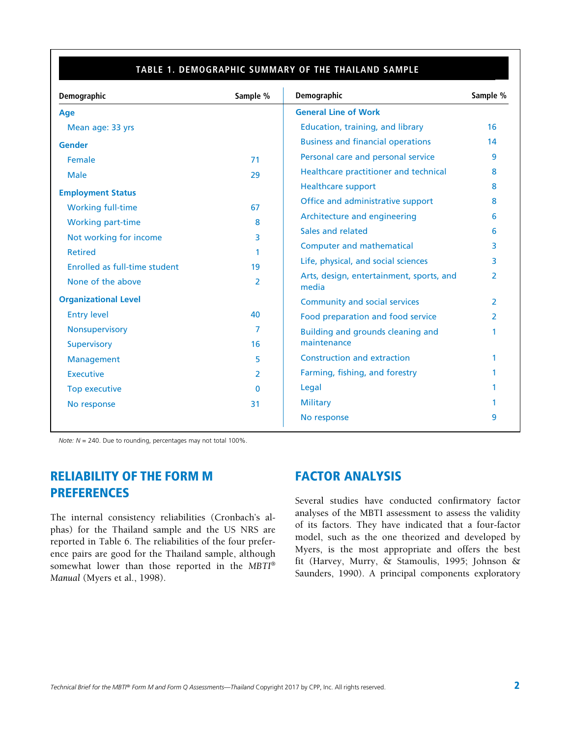**TABLE 1. DEMOGRAPHIC SUMMARY OF THE THAILAND SAMPLE**

| Demographic | Sample % | Demographic | Sample % |
|---|---|---|---|
| **Age** | | **General Line of Work** | |
| Mean age: 33 yrs | | Education, training, and library | 16 |
| **Gender** | | Business and financial operations | 14 |
| Female | 71 | Personal care and personal service | 9 |
| Male | 29 | Healthcare practitioner and technical | 8 |
| **Employment Status** | | Healthcare support | 8 |
| Working full-time | 67 | Office and administrative support | 8 |
| Working part-time | 8 | Architecture and engineering | 6 |
| Not working for income | 3 | Sales and related | 6 |
| Retired | 1 | Computer and mathematical | 3 |
| Enrolled as full-time student | 19 | Life, physical, and social sciences | 3 |
| None of the above | 2 | Arts, design, entertainment, sports, and media | 2 |
| **Organizational Level** | | Community and social services | 2 |
| Entry level | 40 | Food preparation and food service | 2 |
| Nonsupervisory | 7 | Building and grounds cleaning and maintenance | 1 |
| Supervisory | 16 | Construction and extraction | 1 |
| Management | 5 | Farming, fishing, and forestry | 1 |
| Executive | 2 | Legal | 1 |
| Top executive | 0 | Military | 1 |
| No response | 31 | No response | 9 |

*Note:* $N$ = 240. Due to rounding, percentages may not total 100%.

## RELIABILITY OF THE FORM M PREFERENCES

The internal consistency reliabilities (Cronbach's alphas) for the Thailand sample and the US NRS are reported in Table 6. The reliabilities of the four preference pairs are good for the Thailand sample, although somewhat lower than those reported in the *MBTI® Manual* (Myers et al., 1998).

## FACTOR ANALYSIS

Several studies have conducted confirmatory factor analyses of the MBTI assessment to assess the validity of its factors. They have indicated that a four-factor model, such as the one theorized and developed by Myers, is the most appropriate and offers the best fit (Harvey, Murry, & Stamoulis, 1995; Johnson & Saunders, 1990). A principal components exploratory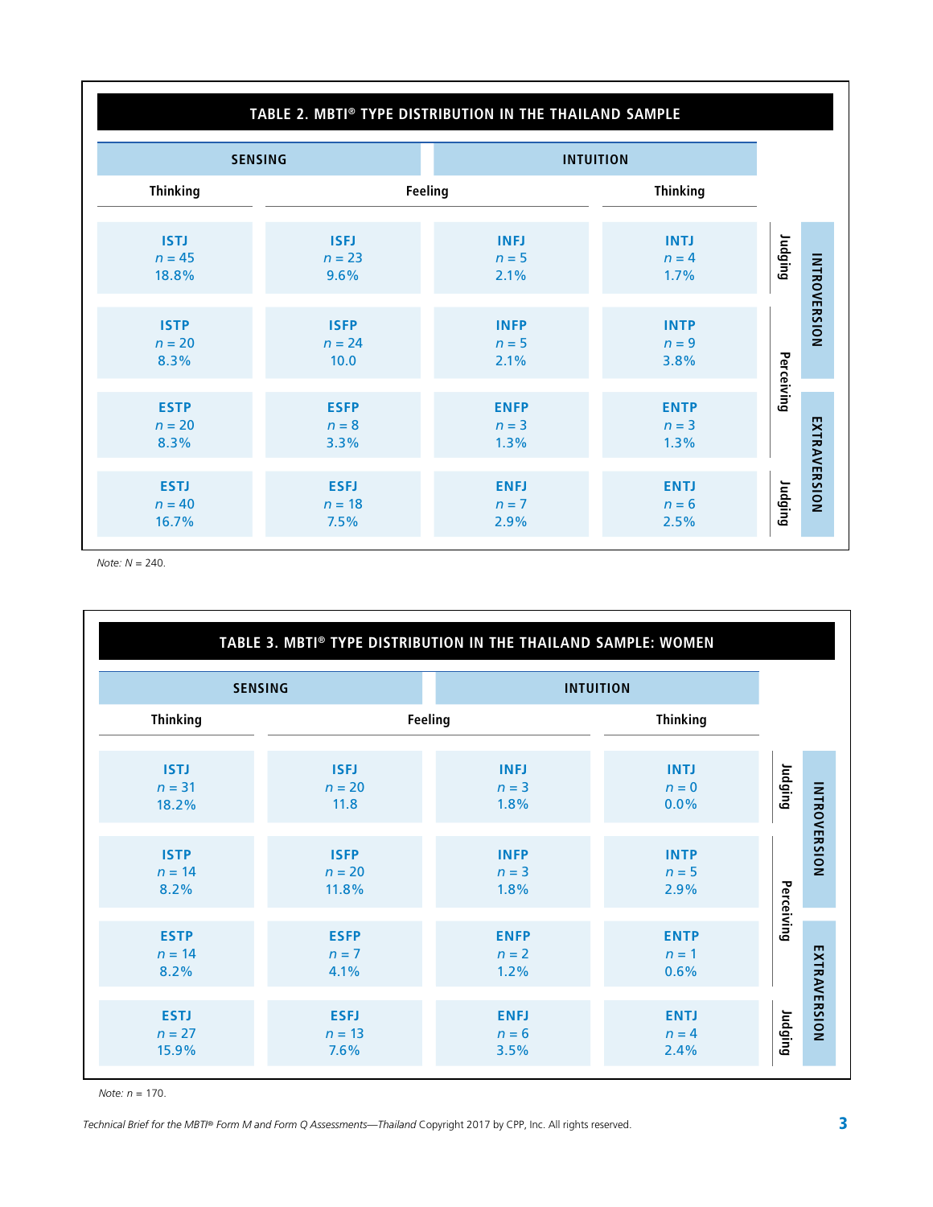## TABLE 2. MBTI® TYPE DISTRIBUTION IN THE THAILAND SAMPLE

| | SENSING | | INTUITION | | | |
|---|---|---|---|---|---|---|
| | Thinking | Feeling | Feeling | Thinking | | |
| | ISTJ<br>*n* = 45<br>18.8% | ISFJ<br>*n* = 23<br>9.6% | INFJ<br>*n* = 5<br>2.1% | INTJ<br>*n* = 4<br>1.7% | Judging | INTROVERSION |
| | ISTP<br>*n* = 20<br>8.3% | ISFP<br>*n* = 24<br>10.0 | INFP<br>*n* = 5<br>2.1% | INTP<br>*n* = 9<br>3.8% | Perceiving | INTROVERSION |
| | ESTP<br>*n* = 20<br>8.3% | ESFP<br>*n* = 8<br>3.3% | ENFP<br>*n* = 3<br>1.3% | ENTP<br>*n* = 3<br>1.3% | Perceiving | EXTRAVERSION |
| | ESTJ<br>*n* = 40<br>16.7% | ESFJ<br>*n* = 18<br>7.5% | ENFJ<br>*n* = 7<br>2.9% | ENTJ<br>*n* = 6<br>2.5% | Judging | EXTRAVERSION |

*Note: N* = 240.

## TABLE 3. MBTI® TYPE DISTRIBUTION IN THE THAILAND SAMPLE: WOMEN

| | SENSING | | INTUITION | | | |
|---|---|---|---|---|---|---|
| | Thinking | Feeling | Feeling | Thinking | | |
| | ISTJ<br>*n* = 31<br>18.2% | ISFJ<br>*n* = 20<br>11.8 | INFJ<br>*n* = 3<br>1.8% | INTJ<br>*n* = 0<br>0.0% | Judging | INTROVERSION |
| | ISTP<br>*n* = 14<br>8.2% | ISFP<br>*n* = 20<br>11.8% | INFP<br>*n* = 3<br>1.8% | INTP<br>*n* = 5<br>2.9% | Perceiving | INTROVERSION |
| | ESTP<br>*n* = 14<br>8.2% | ESFP<br>*n* = 7<br>4.1% | ENFP<br>*n* = 2<br>1.2% | ENTP<br>*n* = 1<br>0.6% | Perceiving | EXTRAVERSION |
| | ESTJ<br>*n* = 27<br>15.9% | ESFJ<br>*n* = 13<br>7.6% | ENFJ<br>*n* = 6<br>3.5% | ENTJ<br>*n* = 4<br>2.4% | Judging | EXTRAVERSION |

*Note: n* = 170.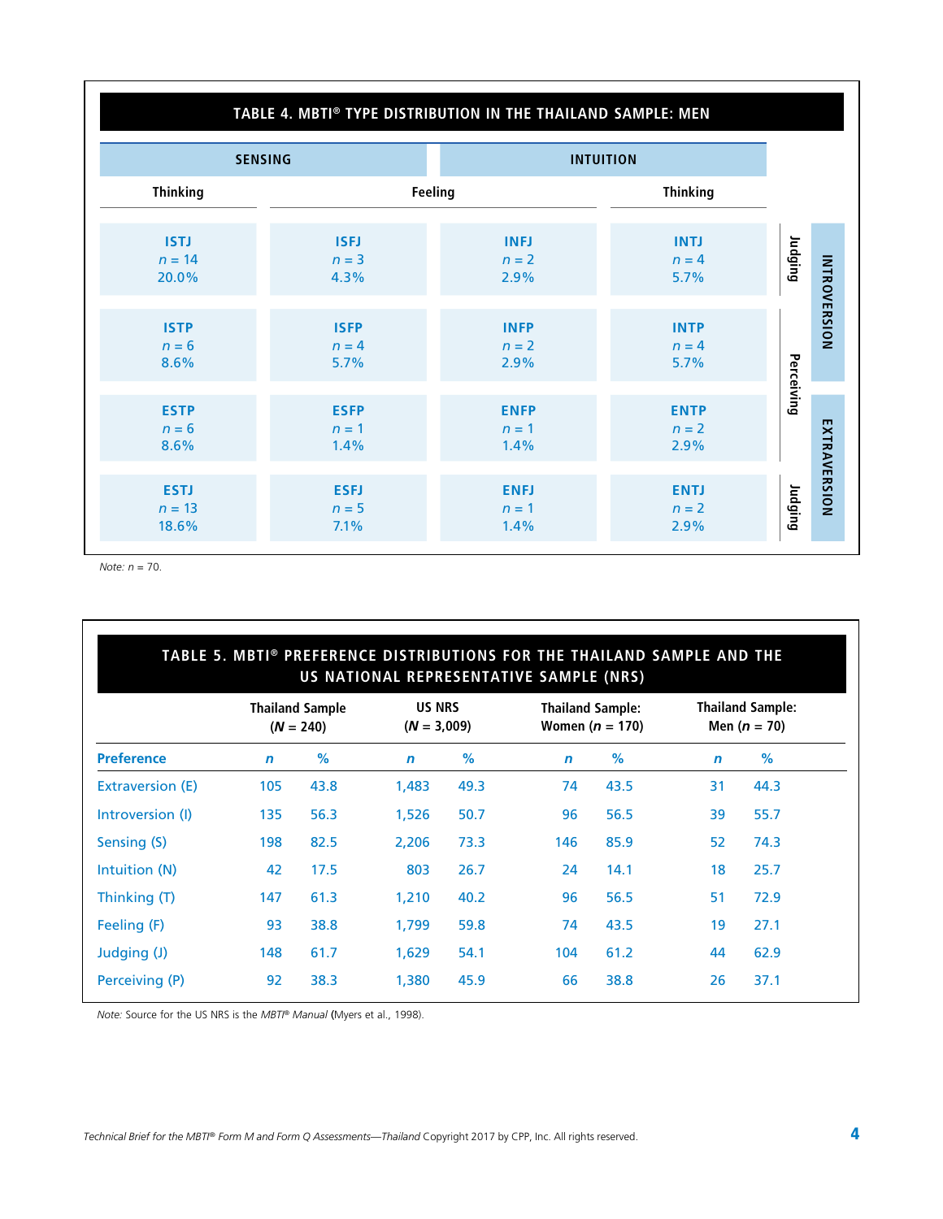## TABLE 4. MBTI® TYPE DISTRIBUTION IN THE THAILAND SAMPLE: MEN

| SENSING: Thinking | SENSING: Feeling | INTUITION: Feeling | INTUITION: Thinking | | |
|---|---|---|---|---|---|
| ISTJ $n$ = 14 20.0% | ISFJ $n$ = 3 4.3% | INFJ $n$ = 2 2.9% | INTJ $n$ = 4 5.7% | Judging | INTROVERSION |
| ISTP $n$ = 6 8.6% | ISFP $n$ = 4 5.7% | INFP $n$ = 2 2.9% | INTP $n$ = 4 5.7% | Perceiving | INTROVERSION |
| ESTP $n$ = 6 8.6% | ESFP $n$ = 1 1.4% | ENFP $n$ = 1 1.4% | ENTP $n$ = 2 2.9% | Perceiving | EXTRAVERSION |
| ESTJ $n$ = 13 18.6% | ESFJ $n$ = 5 7.1% | ENFJ $n$ = 1 1.4% | ENTJ $n$ = 2 2.9% | Judging | EXTRAVERSION |

*Note: n* = 70.

## TABLE 5. MBTI® PREFERENCE DISTRIBUTIONS FOR THE THAILAND SAMPLE AND THE US NATIONAL REPRESENTATIVE SAMPLE (NRS)

| | Thailand Sample (*N* = 240) | | US NRS (*N* = 3,009) | | Thailand Sample: Women (*n* = 170) | | Thailand Sample: Men (*n* = 70) | |
|---|---|---|---|---|---|---|---|---|
| **Preference** | ***n*** | **%** | ***n*** | **%** | ***n*** | **%** | ***n*** | **%** |
| Extraversion (E) | 105 | 43.8 | 1,483 | 49.3 | 74 | 43.5 | 31 | 44.3 |
| Introversion (I) | 135 | 56.3 | 1,526 | 50.7 | 96 | 56.5 | 39 | 55.7 |
| Sensing (S) | 198 | 82.5 | 2,206 | 73.3 | 146 | 85.9 | 52 | 74.3 |
| Intuition (N) | 42 | 17.5 | 803 | 26.7 | 24 | 14.1 | 18 | 25.7 |
| Thinking (T) | 147 | 61.3 | 1,210 | 40.2 | 96 | 56.5 | 51 | 72.9 |
| Feeling (F) | 93 | 38.8 | 1,799 | 59.8 | 74 | 43.5 | 19 | 27.1 |
| Judging (J) | 148 | 61.7 | 1,629 | 54.1 | 104 | 61.2 | 44 | 62.9 |
| Perceiving (P) | 92 | 38.3 | 1,380 | 45.9 | 66 | 38.8 | 26 | 37.1 |

*Note:* Source for the US NRS is the *MBTI® Manual* (Myers et al., 1998).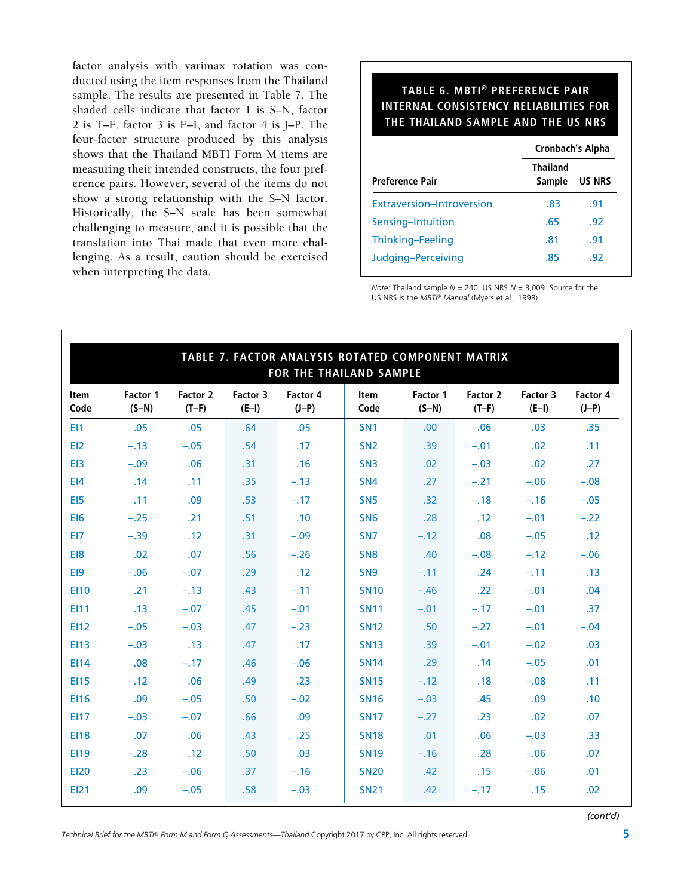factor analysis with varimax rotation was conducted using the item responses from the Thailand sample. The results are presented in Table 7. The shaded cells indicate that factor 1 is S–N, factor 2 is T–F, factor 3 is E–I, and factor 4 is J–P. The four-factor structure produced by this analysis shows that the Thailand MBTI Form M items are measuring their intended constructs, the four preference pairs. However, several of the items do not show a strong relationship with the S–N factor. Historically, the S–N scale has been somewhat challenging to measure, and it is possible that the translation into Thai made that even more challenging. As a result, caution should be exercised when interpreting the data.

**TABLE 6. MBTI® PREFERENCE PAIR INTERNAL CONSISTENCY RELIABILITIES FOR THE THAILAND SAMPLE AND THE US NRS**

| | Cronbach's Alpha | |
|---|---|---|
| Preference Pair | Thailand Sample | US NRS |
| Extraversion–Introversion | .83 | .91 |
| Sensing–Intuition | .65 | .92 |
| Thinking–Feeling | .81 | .91 |
| Judging–Perceiving | .85 | .92 |

*Note:* Thailand sample *N* = 240; US NRS *N* = 3,009. Source for the US NRS is the *MBTI® Manual* (Myers et al., 1998).

**TABLE 7. FACTOR ANALYSIS ROTATED COMPONENT MATRIX FOR THE THAILAND SAMPLE**

| Item Code | Factor 1 (S–N) | Factor 2 (T–F) | Factor 3 (E–I) | Factor 4 (J–P) | Item Code | Factor 1 (S–N) | Factor 2 (T–F) | Factor 3 (E–I) | Factor 4 (J–P) |
|---|---|---|---|---|---|---|---|---|---|
| EI1 | .05 | .05 | .64 | .05 | SN1 | .00 | –.06 | .03 | .35 |
| EI2 | –.13 | –.05 | .54 | .17 | SN2 | .39 | –.01 | .02 | .11 |
| EI3 | –.09 | .06 | .31 | .16 | SN3 | .02 | –.03 | .02 | .27 |
| EI4 | .14 | .11 | .35 | –.13 | SN4 | .27 | –.21 | –.06 | –.08 |
| EI5 | .11 | .09 | .53 | –.17 | SN5 | .32 | –.18 | –.16 | –.05 |
| EI6 | –.25 | .21 | .51 | .10 | SN6 | .28 | .12 | –.01 | –.22 |
| EI7 | –.39 | .12 | .31 | –.09 | SN7 | –.12 | .08 | –.05 | .12 |
| EI8 | .02 | .07 | .56 | –.26 | SN8 | .40 | –.08 | –.12 | –.06 |
| EI9 | –.06 | –.07 | .29 | .12 | SN9 | –.11 | .24 | –.11 | .13 |
| EI10 | .21 | –.13 | .43 | –.11 | SN10 | –.46 | .22 | –.01 | .04 |
| EI11 | .13 | –.07 | .45 | –.01 | SN11 | –.01 | –.17 | –.01 | .37 |
| EI12 | –.05 | –.03 | .47 | –.23 | SN12 | .50 | –.27 | –.01 | –.04 |
| EI13 | –.03 | .13 | .47 | .17 | SN13 | .39 | –.01 | –.02 | .03 |
| EI14 | .08 | –.17 | .46 | –.06 | SN14 | .29 | .14 | –.05 | .01 |
| EI15 | –.12 | .06 | .49 | .23 | SN15 | –.12 | .18 | –.08 | .11 |
| EI16 | .09 | –.05 | .50 | –.02 | SN16 | –.03 | .45 | .09 | .10 |
| EI17 | –.03 | –.07 | .66 | .09 | SN17 | –.27 | .23 | .02 | .07 |
| EI18 | .07 | .06 | .43 | .25 | SN18 | .01 | .06 | –.03 | .33 |
| EI19 | –.28 | .12 | .50 | .03 | SN19 | –.16 | .28 | –.06 | .07 |
| EI20 | .23 | –.06 | .37 | –.16 | SN20 | .42 | .15 | –.06 | .01 |
| EI21 | .09 | –.05 | .58 | –.03 | SN21 | .42 | –.17 | .15 | .02 |

*(cont'd)*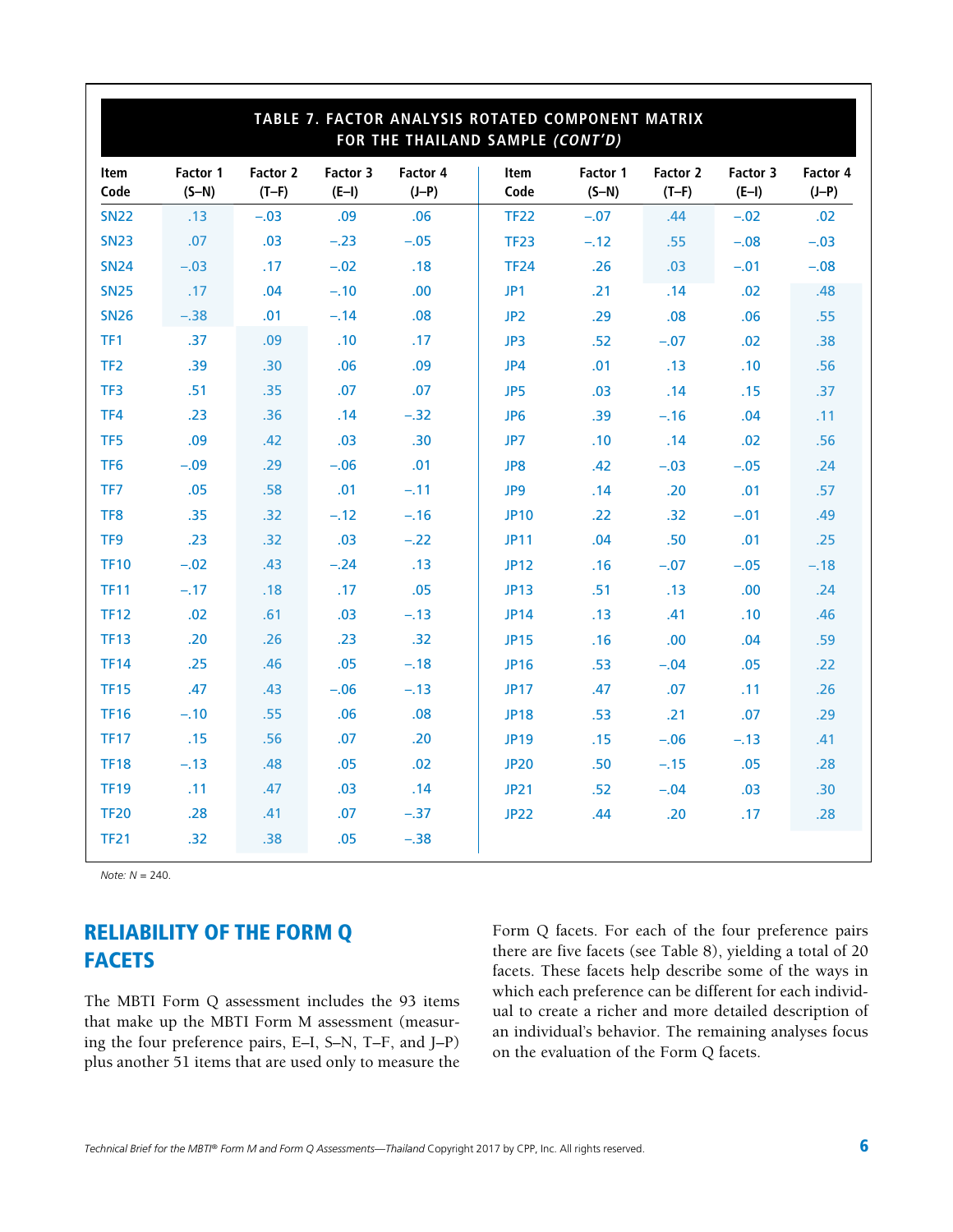## TABLE 7. FACTOR ANALYSIS ROTATED COMPONENT MATRIX FOR THE THAILAND SAMPLE *(CONT'D)*

| Item Code | Factor 1 (S–N) | Factor 2 (T–F) | Factor 3 (E–I) | Factor 4 (J–P) | Item Code | Factor 1 (S–N) | Factor 2 (T–F) | Factor 3 (E–I) | Factor 4 (J–P) |
|---|---|---|---|---|---|---|---|---|---|
| SN22 | .13 | –.03 | .09 | .06 | TF22 | –.07 | .44 | –.02 | .02 |
| SN23 | .07 | .03 | –.23 | –.05 | TF23 | –.12 | .55 | –.08 | –.03 |
| SN24 | –.03 | .17 | –.02 | .18 | TF24 | .26 | .03 | –.01 | –.08 |
| SN25 | .17 | .04 | –.10 | .00 | JP1 | .21 | .14 | .02 | .48 |
| SN26 | –.38 | .01 | –.14 | .08 | JP2 | .29 | .08 | .06 | .55 |
| TF1 | .37 | .09 | .10 | .17 | JP3 | .52 | –.07 | .02 | .38 |
| TF2 | .39 | .30 | .06 | .09 | JP4 | .01 | .13 | .10 | .56 |
| TF3 | .51 | .35 | .07 | .07 | JP5 | .03 | .14 | .15 | .37 |
| TF4 | .23 | .36 | .14 | –.32 | JP6 | .39 | –.16 | .04 | .11 |
| TF5 | .09 | .42 | .03 | .30 | JP7 | .10 | .14 | .02 | .56 |
| TF6 | –.09 | .29 | –.06 | .01 | JP8 | .42 | –.03 | –.05 | .24 |
| TF7 | .05 | .58 | .01 | –.11 | JP9 | .14 | .20 | .01 | .57 |
| TF8 | .35 | .32 | –.12 | –.16 | JP10 | .22 | .32 | –.01 | .49 |
| TF9 | .23 | .32 | .03 | –.22 | JP11 | .04 | .50 | .01 | .25 |
| TF10 | –.02 | .43 | –.24 | .13 | JP12 | .16 | –.07 | –.05 | –.18 |
| TF11 | –.17 | .18 | .17 | .05 | JP13 | .51 | .13 | .00 | .24 |
| TF12 | .02 | .61 | .03 | –.13 | JP14 | .13 | .41 | .10 | .46 |
| TF13 | .20 | .26 | .23 | .32 | JP15 | .16 | .00 | .04 | .59 |
| TF14 | .25 | .46 | .05 | –.18 | JP16 | .53 | –.04 | .05 | .22 |
| TF15 | .47 | .43 | –.06 | –.13 | JP17 | .47 | .07 | .11 | .26 |
| TF16 | –.10 | .55 | .06 | .08 | JP18 | .53 | .21 | .07 | .29 |
| TF17 | .15 | .56 | .07 | .20 | JP19 | .15 | –.06 | –.13 | .41 |
| TF18 | –.13 | .48 | .05 | .02 | JP20 | .50 | –.15 | .05 | .28 |
| TF19 | .11 | .47 | .03 | .14 | JP21 | .52 | –.04 | .03 | .30 |
| TF20 | .28 | .41 | .07 | –.37 | JP22 | .44 | .20 | .17 | .28 |
| TF21 | .32 | .38 | .05 | –.38 | | | | | |

*Note: N* = 240.

## RELIABILITY OF THE FORM Q FACETS

The MBTI Form Q assessment includes the 93 items that make up the MBTI Form M assessment (measuring the four preference pairs, E–I, S–N, T–F, and J–P) plus another 51 items that are used only to measure the Form Q facets. For each of the four preference pairs there are five facets (see Table 8), yielding a total of 20 facets. These facets help describe some of the ways in which each preference can be different for each individual to create a richer and more detailed description of an individual's behavior. The remaining analyses focus on the evaluation of the Form Q facets.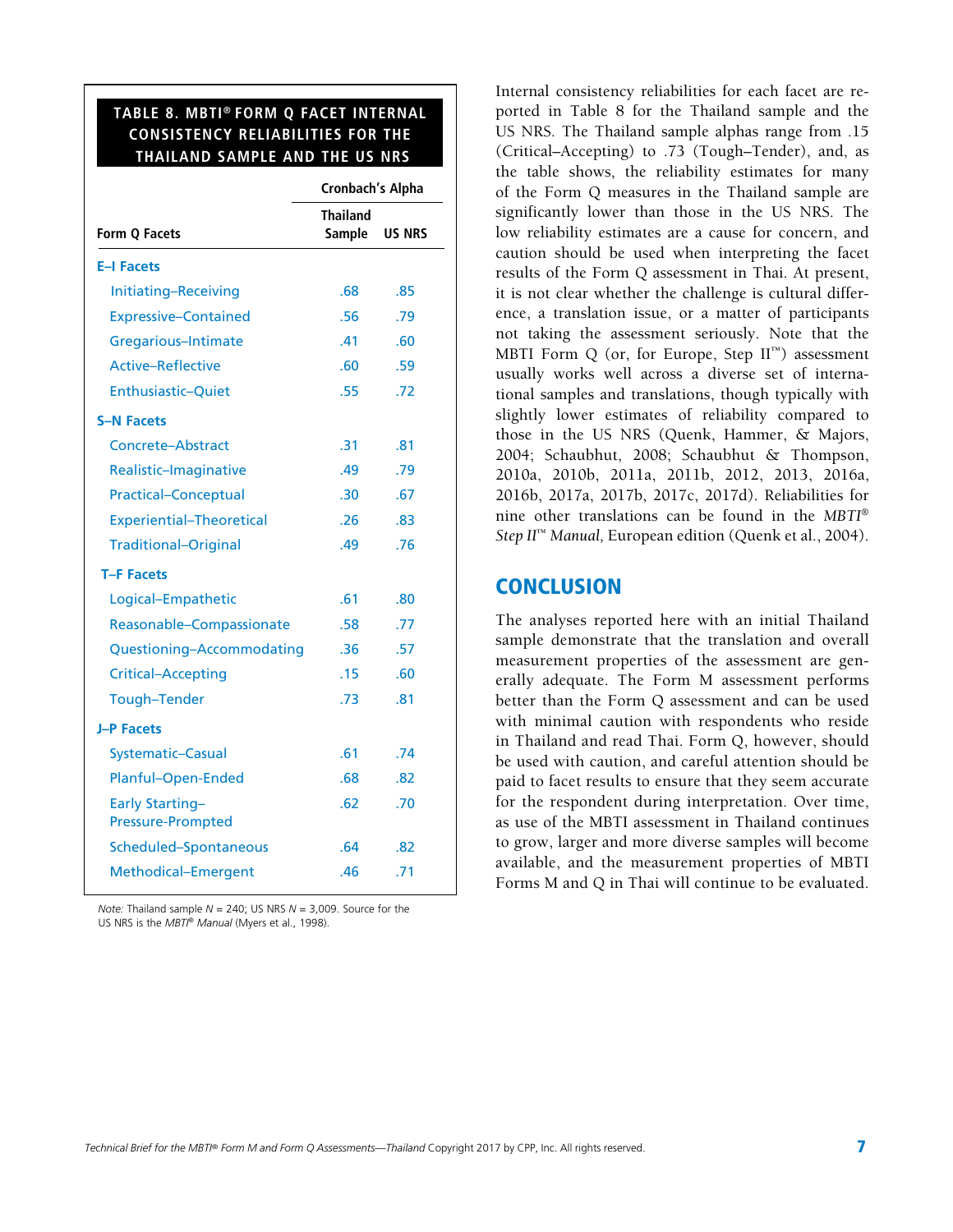**TABLE 8. MBTI® FORM Q FACET INTERNAL CONSISTENCY RELIABILITIES FOR THE THAILAND SAMPLE AND THE US NRS**

| Form Q Facets | Cronbach's Alpha | |
|---|---|---|
| | Thailand Sample | US NRS |
| **E–I Facets** | | |
| Initiating–Receiving | .68 | .85 |
| Expressive–Contained | .56 | .79 |
| Gregarious–Intimate | .41 | .60 |
| Active–Reflective | .60 | .59 |
| Enthusiastic–Quiet | .55 | .72 |
| **S–N Facets** | | |
| Concrete–Abstract | .31 | .81 |
| Realistic–Imaginative | .49 | .79 |
| Practical–Conceptual | .30 | .67 |
| Experiential–Theoretical | .26 | .83 |
| Traditional–Original | .49 | .76 |
| **T–F Facets** | | |
| Logical–Empathetic | .61 | .80 |
| Reasonable–Compassionate | .58 | .77 |
| Questioning–Accommodating | .36 | .57 |
| Critical–Accepting | .15 | .60 |
| Tough–Tender | .73 | .81 |
| **J–P Facets** | | |
| Systematic–Casual | .61 | .74 |
| Planful–Open-Ended | .68 | .82 |
| Early Starting–Pressure-Prompted | .62 | .70 |
| Scheduled–Spontaneous | .64 | .82 |
| Methodical–Emergent | .46 | .71 |

*Note:* Thailand sample *N* = 240; US NRS *N* = 3,009. Source for the US NRS is the *MBTI® Manual* (Myers et al., 1998).

Internal consistency reliabilities for each facet are reported in Table 8 for the Thailand sample and the US NRS. The Thailand sample alphas range from .15 (Critical–Accepting) to .73 (Tough–Tender), and, as the table shows, the reliability estimates for many of the Form Q measures in the Thailand sample are significantly lower than those in the US NRS. The low reliability estimates are a cause for concern, and caution should be used when interpreting the facet results of the Form Q assessment in Thai. At present, it is not clear whether the challenge is cultural difference, a translation issue, or a matter of participants not taking the assessment seriously. Note that the MBTI Form Q (or, for Europe, Step II™) assessment usually works well across a diverse set of international samples and translations, though typically with slightly lower estimates of reliability compared to those in the US NRS (Quenk, Hammer, & Majors, 2004; Schaubhut, 2008; Schaubhut & Thompson, 2010a, 2010b, 2011a, 2011b, 2012, 2013, 2016a, 2016b, 2017a, 2017b, 2017c, 2017d). Reliabilities for nine other translations can be found in the *MBTI® Step II™ Manual,* European edition (Quenk et al., 2004).

## CONCLUSION

The analyses reported here with an initial Thailand sample demonstrate that the translation and overall measurement properties of the assessment are generally adequate. The Form M assessment performs better than the Form Q assessment and can be used with minimal caution with respondents who reside in Thailand and read Thai. Form Q, however, should be used with caution, and careful attention should be paid to facet results to ensure that they seem accurate for the respondent during interpretation. Over time, as use of the MBTI assessment in Thailand continues to grow, larger and more diverse samples will become available, and the measurement properties of MBTI Forms M and Q in Thai will continue to be evaluated.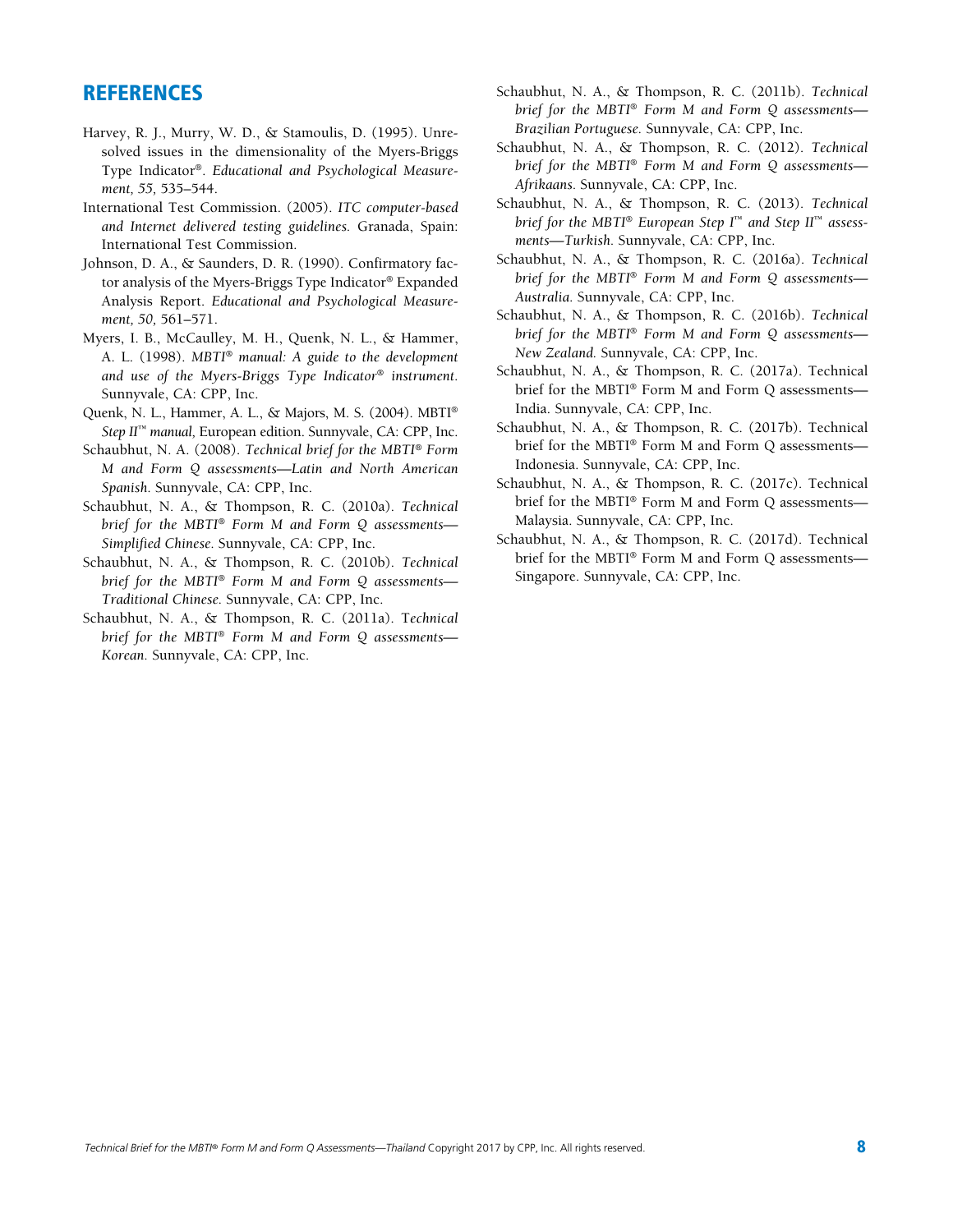## REFERENCES

Harvey, R. J., Murry, W. D., & Stamoulis, D. (1995). Unresolved issues in the dimensionality of the Myers-Briggs Type Indicator®. *Educational and Psychological Measurement, 55,* 535–544.

International Test Commission. (2005). *ITC computer-based and Internet delivered testing guidelines.* Granada, Spain: International Test Commission.

Johnson, D. A., & Saunders, D. R. (1990). Confirmatory factor analysis of the Myers-Briggs Type Indicator® Expanded Analysis Report. *Educational and Psychological Measurement, 50,* 561–571.

Myers, I. B., McCaulley, M. H., Quenk, N. L., & Hammer, A. L. (1998). *MBTI® manual: A guide to the development and use of the Myers-Briggs Type Indicator® instrument.* Sunnyvale, CA: CPP, Inc.

Quenk, N. L., Hammer, A. L., & Majors, M. S. (2004). MBTI® *Step II™ manual,* European edition. Sunnyvale, CA: CPP, Inc.

Schaubhut, N. A. (2008). *Technical brief for the MBTI® Form M and Form Q assessments—Latin and North American Spanish.* Sunnyvale, CA: CPP, Inc.

Schaubhut, N. A., & Thompson, R. C. (2010a). *Technical brief for the MBTI® Form M and Form Q assessments—Simplified Chinese.* Sunnyvale, CA: CPP, Inc.

Schaubhut, N. A., & Thompson, R. C. (2010b). *Technical brief for the MBTI® Form M and Form Q assessments—Traditional Chinese.* Sunnyvale, CA: CPP, Inc.

Schaubhut, N. A., & Thompson, R. C. (2011a). *Technical brief for the MBTI® Form M and Form Q assessments—Korean.* Sunnyvale, CA: CPP, Inc.

Schaubhut, N. A., & Thompson, R. C. (2011b). *Technical brief for the MBTI® Form M and Form Q assessments—Brazilian Portuguese.* Sunnyvale, CA: CPP, Inc.

Schaubhut, N. A., & Thompson, R. C. (2012). *Technical brief for the MBTI® Form M and Form Q assessments—Afrikaans.* Sunnyvale, CA: CPP, Inc.

Schaubhut, N. A., & Thompson, R. C. (2013). *Technical brief for the MBTI® European Step I™ and Step II™ assessments—Turkish.* Sunnyvale, CA: CPP, Inc.

Schaubhut, N. A., & Thompson, R. C. (2016a). *Technical brief for the MBTI® Form M and Form Q assessments—Australia.* Sunnyvale, CA: CPP, Inc.

Schaubhut, N. A., & Thompson, R. C. (2016b). *Technical brief for the MBTI® Form M and Form Q assessments—New Zealand.* Sunnyvale, CA: CPP, Inc.

Schaubhut, N. A., & Thompson, R. C. (2017a). Technical brief for the MBTI® Form M and Form Q assessments—India. Sunnyvale, CA: CPP, Inc.

Schaubhut, N. A., & Thompson, R. C. (2017b). Technical brief for the MBTI® Form M and Form Q assessments—Indonesia. Sunnyvale, CA: CPP, Inc.

Schaubhut, N. A., & Thompson, R. C. (2017c). Technical brief for the MBTI® Form M and Form Q assessments—Malaysia. Sunnyvale, CA: CPP, Inc.

Schaubhut, N. A., & Thompson, R. C. (2017d). Technical brief for the MBTI® Form M and Form Q assessments—Singapore. Sunnyvale, CA: CPP, Inc.